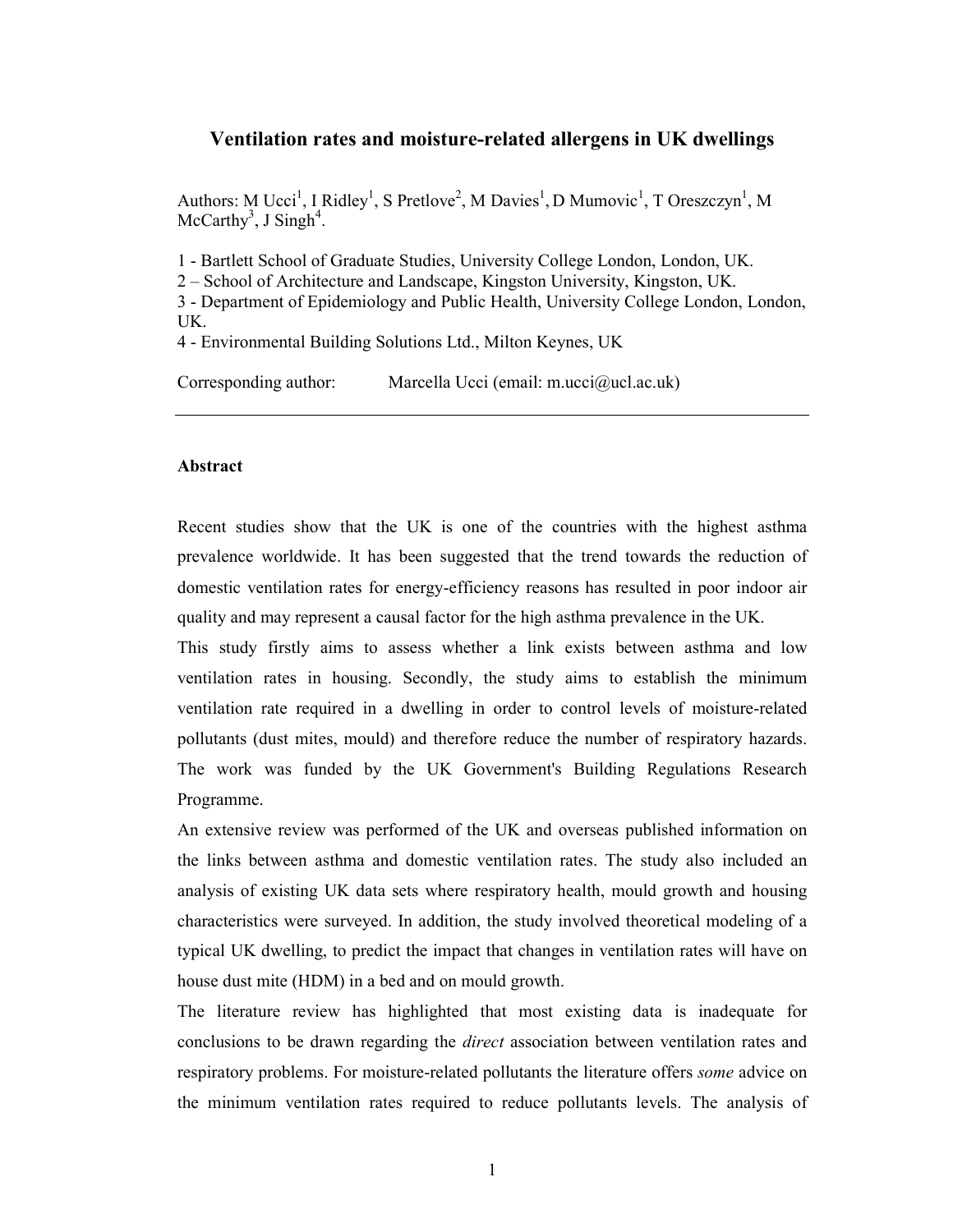# Ventilation rates and moisture-related allergens in UK dwellings

Authors: M Ucci[1], I Ridley[1], S Pretlove[2], M Davies[1], D Mumovic[1], T Oreszczyn[1], M McCarthy[3], J Singh[4].

1 - Bartlett School of Graduate Studies, University College London, London, UK.
2 – School of Architecture and Landscape, Kingston University, Kingston, UK.
3 - Department of Epidemiology and Public Health, University College London, London, UK.
4 - Environmental Building Solutions Ltd., Milton Keynes, UK

Corresponding author: Marcella Ucci (email: m.ucci@ucl.ac.uk)

---

## Abstract

Recent studies show that the UK is one of the countries with the highest asthma prevalence worldwide. It has been suggested that the trend towards the reduction of domestic ventilation rates for energy-efficiency reasons has resulted in poor indoor air quality and may represent a causal factor for the high asthma prevalence in the UK.

This study firstly aims to assess whether a link exists between asthma and low ventilation rates in housing. Secondly, the study aims to establish the minimum ventilation rate required in a dwelling in order to control levels of moisture-related pollutants (dust mites, mould) and therefore reduce the number of respiratory hazards. The work was funded by the UK Government's Building Regulations Research Programme.

An extensive review was performed of the UK and overseas published information on the links between asthma and domestic ventilation rates. The study also included an analysis of existing UK data sets where respiratory health, mould growth and housing characteristics were surveyed. In addition, the study involved theoretical modeling of a typical UK dwelling, to predict the impact that changes in ventilation rates will have on house dust mite (HDM) in a bed and on mould growth.

The literature review has highlighted that most existing data is inadequate for conclusions to be drawn regarding the *direct* association between ventilation rates and respiratory problems. For moisture-related pollutants the literature offers *some* advice on the minimum ventilation rates required to reduce pollutants levels. The analysis of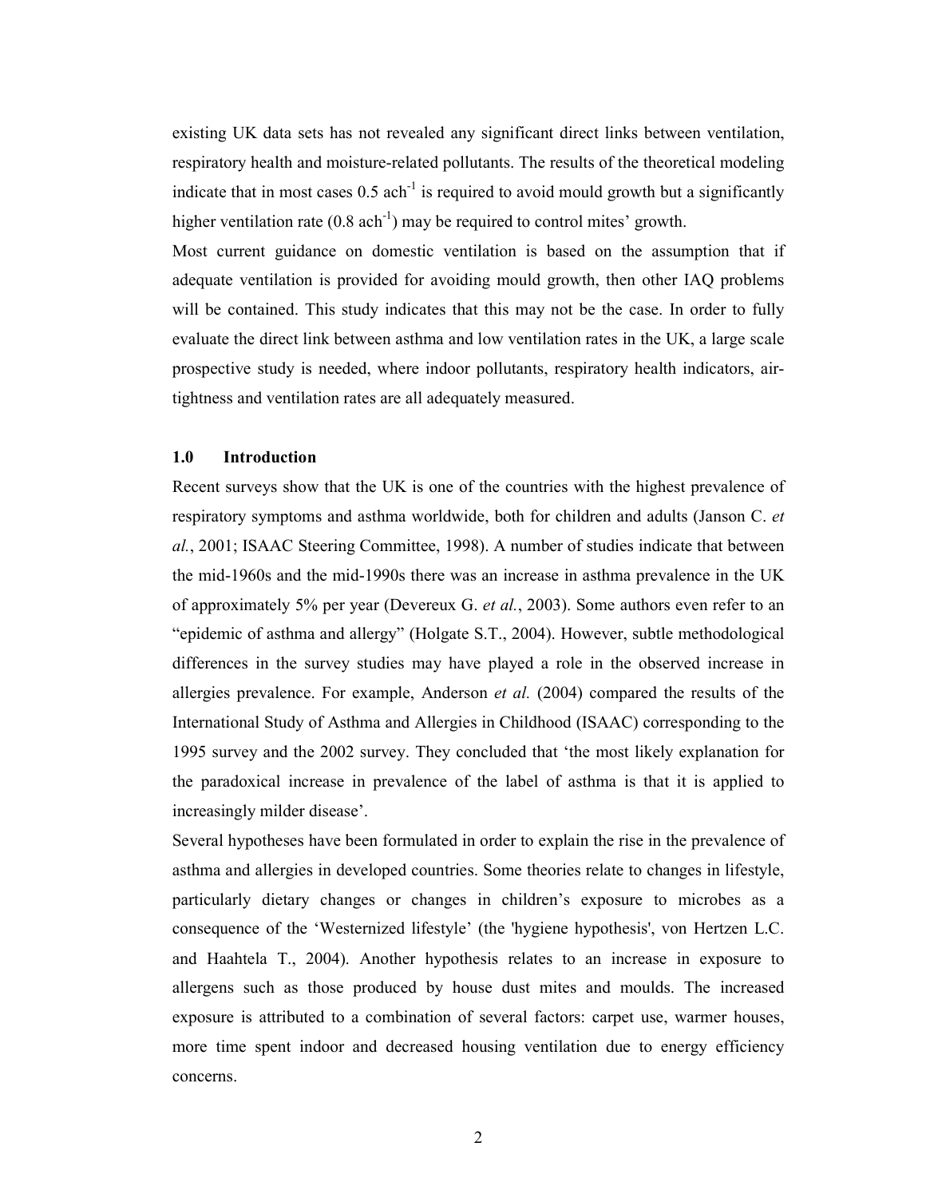existing UK data sets has not revealed any significant direct links between ventilation, respiratory health and moisture-related pollutants. The results of the theoretical modeling indicate that in most cases 0.5 $ach^{-1}$ is required to avoid mould growth but a significantly higher ventilation rate (0.8 $ach^{-1}$) may be required to control mites' growth.

Most current guidance on domestic ventilation is based on the assumption that if adequate ventilation is provided for avoiding mould growth, then other IAQ problems will be contained. This study indicates that this may not be the case. In order to fully evaluate the direct link between asthma and low ventilation rates in the UK, a large scale prospective study is needed, where indoor pollutants, respiratory health indicators, air-tightness and ventilation rates are all adequately measured.

## 1.0 Introduction

Recent surveys show that the UK is one of the countries with the highest prevalence of respiratory symptoms and asthma worldwide, both for children and adults (Janson C. *et al.*, 2001; ISAAC Steering Committee, 1998). A number of studies indicate that between the mid-1960s and the mid-1990s there was an increase in asthma prevalence in the UK of approximately 5% per year (Devereux G. *et al.*, 2003). Some authors even refer to an "epidemic of asthma and allergy" (Holgate S.T., 2004). However, subtle methodological differences in the survey studies may have played a role in the observed increase in allergies prevalence. For example, Anderson *et al.* (2004) compared the results of the International Study of Asthma and Allergies in Childhood (ISAAC) corresponding to the 1995 survey and the 2002 survey. They concluded that 'the most likely explanation for the paradoxical increase in prevalence of the label of asthma is that it is applied to increasingly milder disease'.

Several hypotheses have been formulated in order to explain the rise in the prevalence of asthma and allergies in developed countries. Some theories relate to changes in lifestyle, particularly dietary changes or changes in children's exposure to microbes as a consequence of the 'Westernized lifestyle' (the 'hygiene hypothesis', von Hertzen L.C. and Haahtela T., 2004). Another hypothesis relates to an increase in exposure to allergens such as those produced by house dust mites and moulds. The increased exposure is attributed to a combination of several factors: carpet use, warmer houses, more time spent indoor and decreased housing ventilation due to energy efficiency concerns.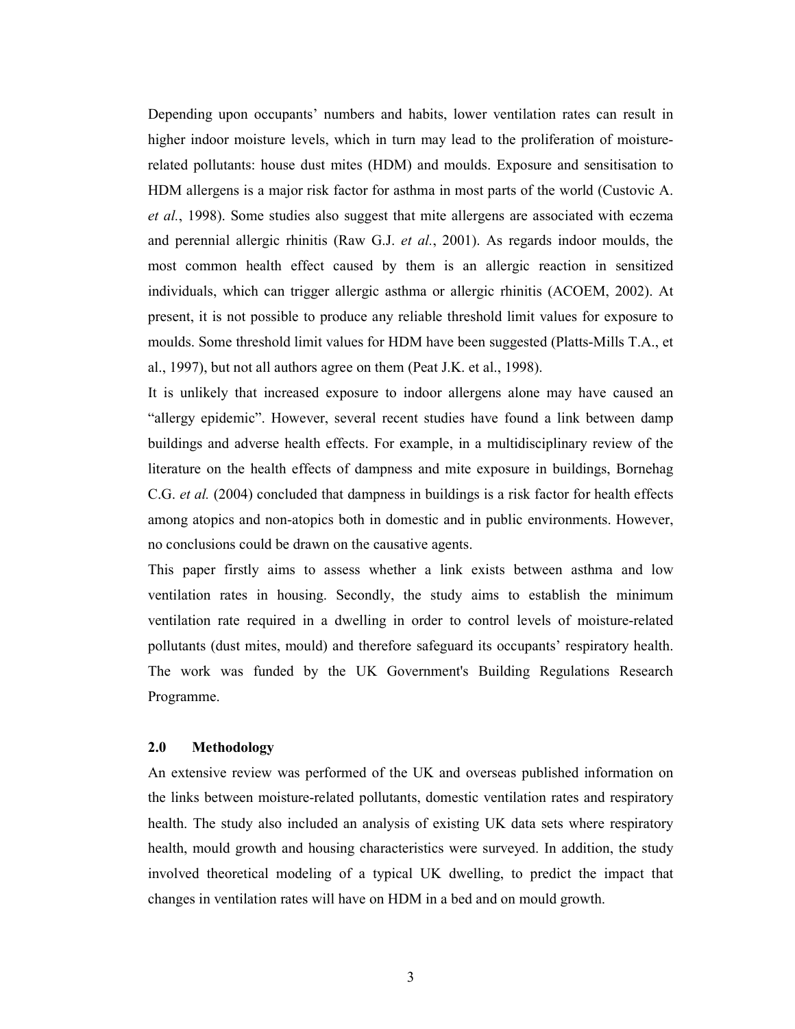Depending upon occupants' numbers and habits, lower ventilation rates can result in higher indoor moisture levels, which in turn may lead to the proliferation of moisture-related pollutants: house dust mites (HDM) and moulds. Exposure and sensitisation to HDM allergens is a major risk factor for asthma in most parts of the world (Custovic A. *et al.*, 1998). Some studies also suggest that mite allergens are associated with eczema and perennial allergic rhinitis (Raw G.J. *et al.*, 2001). As regards indoor moulds, the most common health effect caused by them is an allergic reaction in sensitized individuals, which can trigger allergic asthma or allergic rhinitis (ACOEM, 2002). At present, it is not possible to produce any reliable threshold limit values for exposure to moulds. Some threshold limit values for HDM have been suggested (Platts-Mills T.A., et al., 1997), but not all authors agree on them (Peat J.K. et al., 1998).

It is unlikely that increased exposure to indoor allergens alone may have caused an "allergy epidemic". However, several recent studies have found a link between damp buildings and adverse health effects. For example, in a multidisciplinary review of the literature on the health effects of dampness and mite exposure in buildings, Bornehag C.G. *et al.* (2004) concluded that dampness in buildings is a risk factor for health effects among atopics and non-atopics both in domestic and in public environments. However, no conclusions could be drawn on the causative agents.

This paper firstly aims to assess whether a link exists between asthma and low ventilation rates in housing. Secondly, the study aims to establish the minimum ventilation rate required in a dwelling in order to control levels of moisture-related pollutants (dust mites, mould) and therefore safeguard its occupants' respiratory health. The work was funded by the UK Government's Building Regulations Research Programme.

## 2.0 Methodology

An extensive review was performed of the UK and overseas published information on the links between moisture-related pollutants, domestic ventilation rates and respiratory health. The study also included an analysis of existing UK data sets where respiratory health, mould growth and housing characteristics were surveyed. In addition, the study involved theoretical modeling of a typical UK dwelling, to predict the impact that changes in ventilation rates will have on HDM in a bed and on mould growth.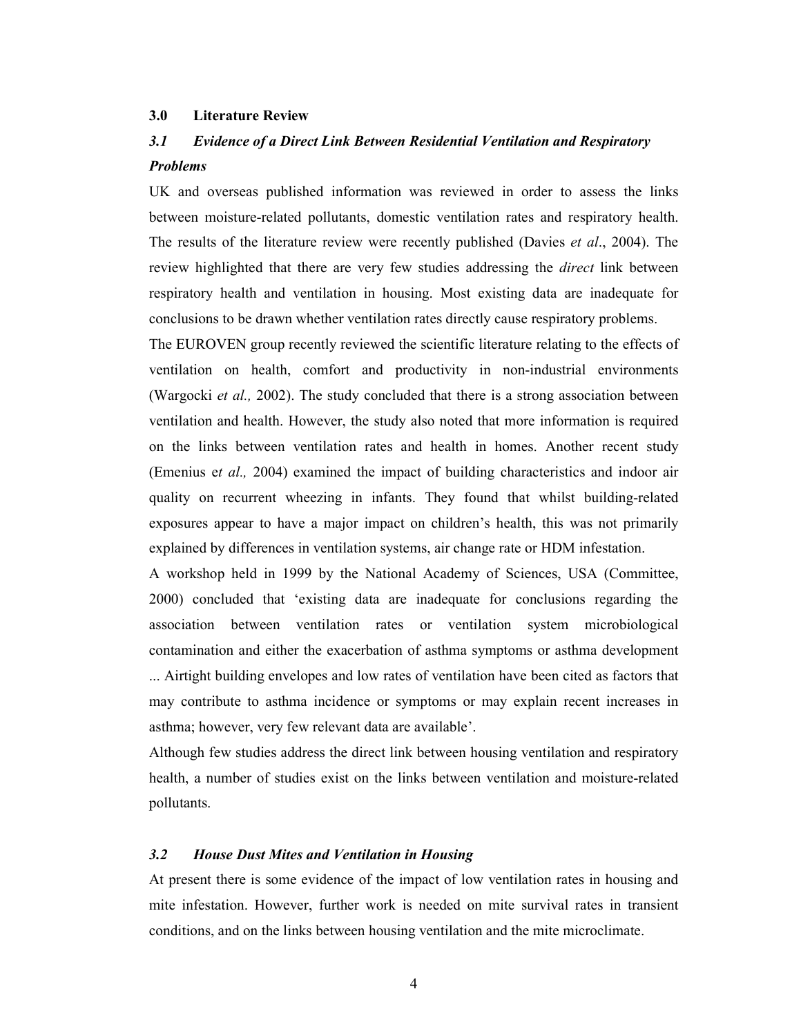## 3.0 Literature Review

### *3.1 Evidence of a Direct Link Between Residential Ventilation and Respiratory Problems*

UK and overseas published information was reviewed in order to assess the links between moisture-related pollutants, domestic ventilation rates and respiratory health. The results of the literature review were recently published (Davies *et al*., 2004). The review highlighted that there are very few studies addressing the *direct* link between respiratory health and ventilation in housing. Most existing data are inadequate for conclusions to be drawn whether ventilation rates directly cause respiratory problems.

The EUROVEN group recently reviewed the scientific literature relating to the effects of ventilation on health, comfort and productivity in non-industrial environments (Wargocki *et al.,* 2002). The study concluded that there is a strong association between ventilation and health. However, the study also noted that more information is required on the links between ventilation rates and health in homes. Another recent study (Emenius e*t al.,* 2004) examined the impact of building characteristics and indoor air quality on recurrent wheezing in infants. They found that whilst building-related exposures appear to have a major impact on children's health, this was not primarily explained by differences in ventilation systems, air change rate or HDM infestation.

A workshop held in 1999 by the National Academy of Sciences, USA (Committee, 2000) concluded that 'existing data are inadequate for conclusions regarding the association between ventilation rates or ventilation system microbiological contamination and either the exacerbation of asthma symptoms or asthma development ... Airtight building envelopes and low rates of ventilation have been cited as factors that may contribute to asthma incidence or symptoms or may explain recent increases in asthma; however, very few relevant data are available'.

Although few studies address the direct link between housing ventilation and respiratory health, a number of studies exist on the links between ventilation and moisture-related pollutants.

### *3.2 House Dust Mites and Ventilation in Housing*

At present there is some evidence of the impact of low ventilation rates in housing and mite infestation. However, further work is needed on mite survival rates in transient conditions, and on the links between housing ventilation and the mite microclimate.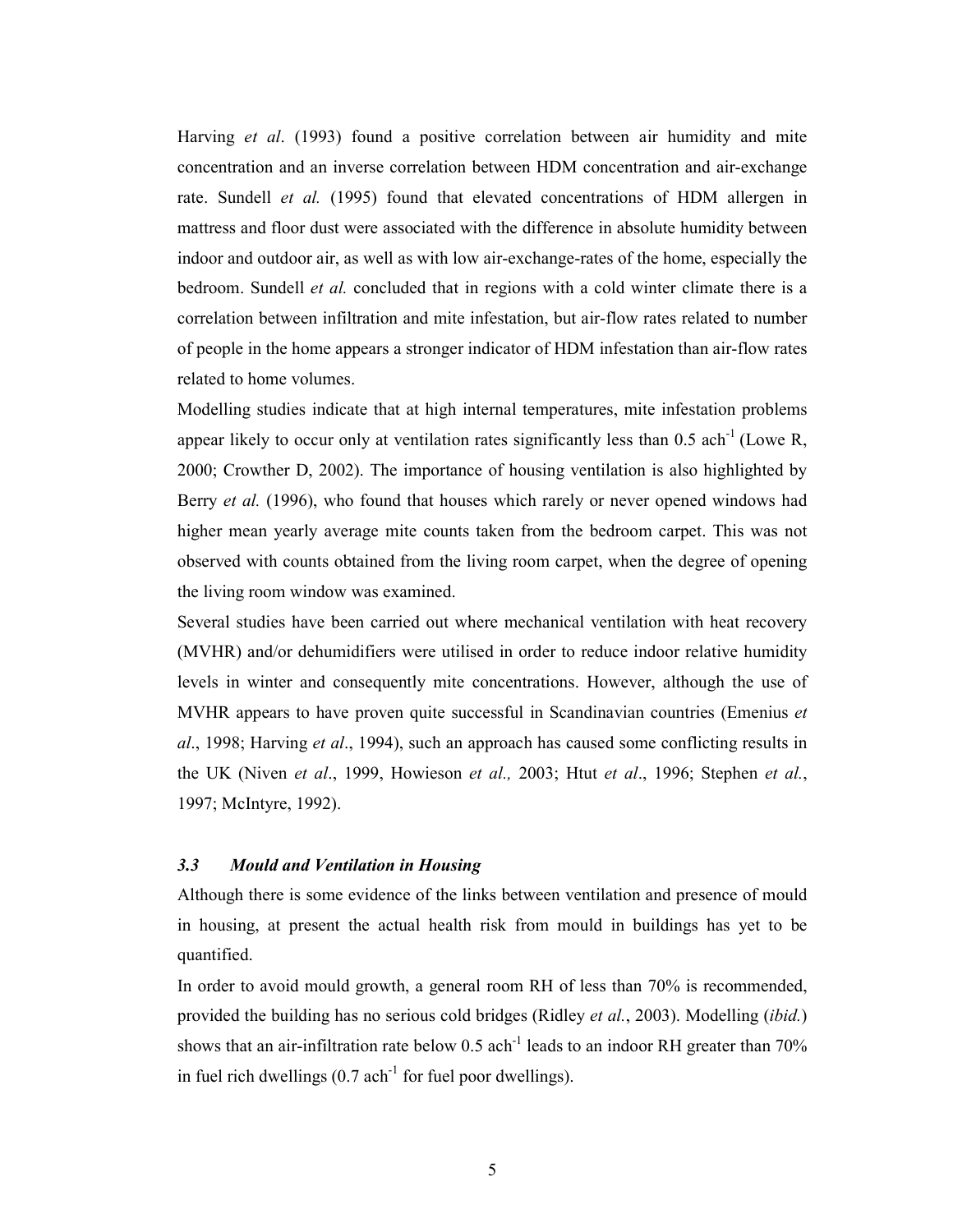Harving *et al*. (1993) found a positive correlation between air humidity and mite concentration and an inverse correlation between HDM concentration and air-exchange rate. Sundell *et al.* (1995) found that elevated concentrations of HDM allergen in mattress and floor dust were associated with the difference in absolute humidity between indoor and outdoor air, as well as with low air-exchange-rates of the home, especially the bedroom. Sundell *et al.* concluded that in regions with a cold winter climate there is a correlation between infiltration and mite infestation, but air-flow rates related to number of people in the home appears a stronger indicator of HDM infestation than air-flow rates related to home volumes.

Modelling studies indicate that at high internal temperatures, mite infestation problems appear likely to occur only at ventilation rates significantly less than 0.5 $ach^{-1}$ (Lowe R, 2000; Crowther D, 2002). The importance of housing ventilation is also highlighted by Berry *et al.* (1996), who found that houses which rarely or never opened windows had higher mean yearly average mite counts taken from the bedroom carpet. This was not observed with counts obtained from the living room carpet, when the degree of opening the living room window was examined.

Several studies have been carried out where mechanical ventilation with heat recovery (MVHR) and/or dehumidifiers were utilised in order to reduce indoor relative humidity levels in winter and consequently mite concentrations. However, although the use of MVHR appears to have proven quite successful in Scandinavian countries (Emenius *et al*., 1998; Harving *et al*., 1994), such an approach has caused some conflicting results in the UK (Niven *et al*., 1999, Howieson *et al.,* 2003; Htut *et al*., 1996; Stephen *et al.*, 1997; McIntyre, 1992).

### *3.3 Mould and Ventilation in Housing*

Although there is some evidence of the links between ventilation and presence of mould in housing, at present the actual health risk from mould in buildings has yet to be quantified.

In order to avoid mould growth, a general room RH of less than 70% is recommended, provided the building has no serious cold bridges (Ridley *et al.*, 2003). Modelling (*ibid.*) shows that an air-infiltration rate below 0.5 $ach^{-1}$ leads to an indoor RH greater than 70% in fuel rich dwellings (0.7 $ach^{-1}$ for fuel poor dwellings).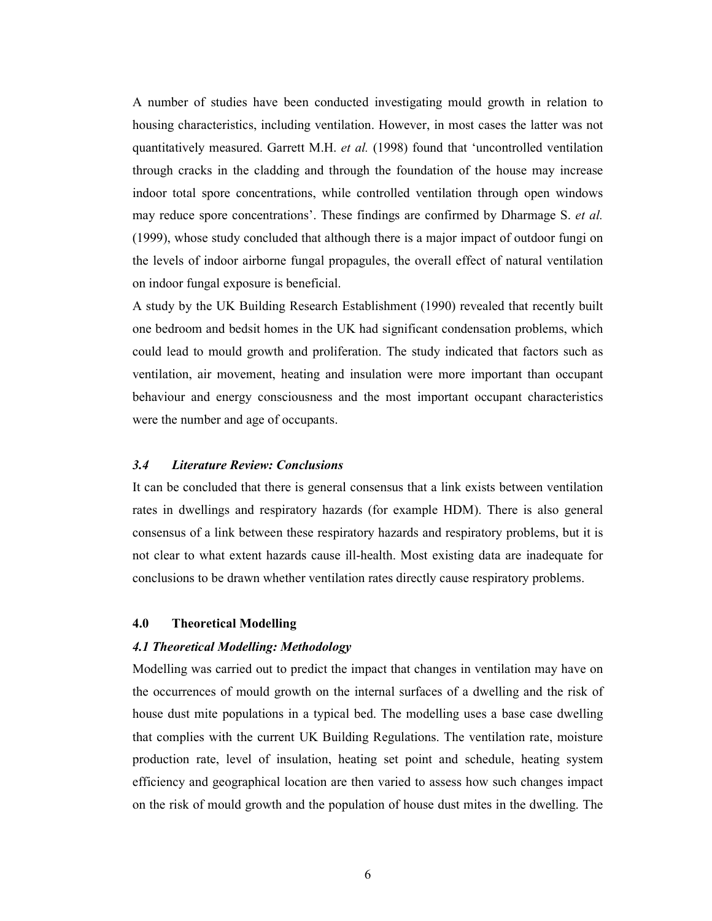A number of studies have been conducted investigating mould growth in relation to housing characteristics, including ventilation. However, in most cases the latter was not quantitatively measured. Garrett M.H. *et al.* (1998) found that 'uncontrolled ventilation through cracks in the cladding and through the foundation of the house may increase indoor total spore concentrations, while controlled ventilation through open windows may reduce spore concentrations'. These findings are confirmed by Dharmage S. *et al.* (1999), whose study concluded that although there is a major impact of outdoor fungi on the levels of indoor airborne fungal propagules, the overall effect of natural ventilation on indoor fungal exposure is beneficial.

A study by the UK Building Research Establishment (1990) revealed that recently built one bedroom and bedsit homes in the UK had significant condensation problems, which could lead to mould growth and proliferation. The study indicated that factors such as ventilation, air movement, heating and insulation were more important than occupant behaviour and energy consciousness and the most important occupant characteristics were the number and age of occupants.

### *3.4 Literature Review: Conclusions*

It can be concluded that there is general consensus that a link exists between ventilation rates in dwellings and respiratory hazards (for example HDM). There is also general consensus of a link between these respiratory hazards and respiratory problems, but it is not clear to what extent hazards cause ill-health. Most existing data are inadequate for conclusions to be drawn whether ventilation rates directly cause respiratory problems.

## 4.0 Theoretical Modelling

### *4.1 Theoretical Modelling: Methodology*

Modelling was carried out to predict the impact that changes in ventilation may have on the occurrences of mould growth on the internal surfaces of a dwelling and the risk of house dust mite populations in a typical bed. The modelling uses a base case dwelling that complies with the current UK Building Regulations. The ventilation rate, moisture production rate, level of insulation, heating set point and schedule, heating system efficiency and geographical location are then varied to assess how such changes impact on the risk of mould growth and the population of house dust mites in the dwelling. The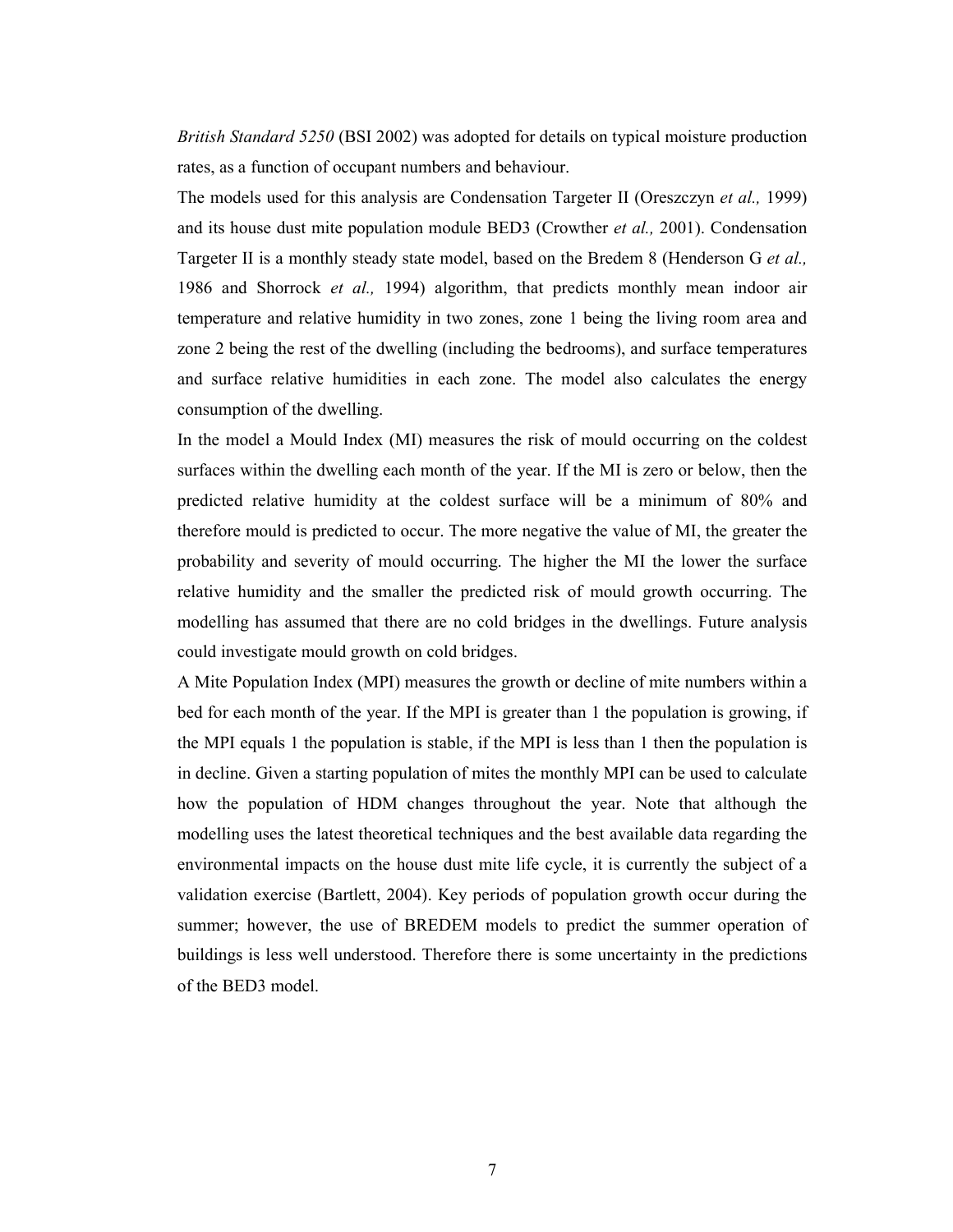*British Standard 5250* (BSI 2002) was adopted for details on typical moisture production rates, as a function of occupant numbers and behaviour.

The models used for this analysis are Condensation Targeter II (Oreszczyn *et al.,* 1999) and its house dust mite population module BED3 (Crowther *et al.,* 2001). Condensation Targeter II is a monthly steady state model, based on the Bredem 8 (Henderson G *et al.,* 1986 and Shorrock *et al.,* 1994) algorithm, that predicts monthly mean indoor air temperature and relative humidity in two zones, zone 1 being the living room area and zone 2 being the rest of the dwelling (including the bedrooms), and surface temperatures and surface relative humidities in each zone. The model also calculates the energy consumption of the dwelling.

In the model a Mould Index (MI) measures the risk of mould occurring on the coldest surfaces within the dwelling each month of the year. If the MI is zero or below, then the predicted relative humidity at the coldest surface will be a minimum of 80% and therefore mould is predicted to occur. The more negative the value of MI, the greater the probability and severity of mould occurring. The higher the MI the lower the surface relative humidity and the smaller the predicted risk of mould growth occurring. The modelling has assumed that there are no cold bridges in the dwellings. Future analysis could investigate mould growth on cold bridges.

A Mite Population Index (MPI) measures the growth or decline of mite numbers within a bed for each month of the year. If the MPI is greater than 1 the population is growing, if the MPI equals 1 the population is stable, if the MPI is less than 1 then the population is in decline. Given a starting population of mites the monthly MPI can be used to calculate how the population of HDM changes throughout the year. Note that although the modelling uses the latest theoretical techniques and the best available data regarding the environmental impacts on the house dust mite life cycle, it is currently the subject of a validation exercise (Bartlett, 2004). Key periods of population growth occur during the summer; however, the use of BREDEM models to predict the summer operation of buildings is less well understood. Therefore there is some uncertainty in the predictions of the BED3 model.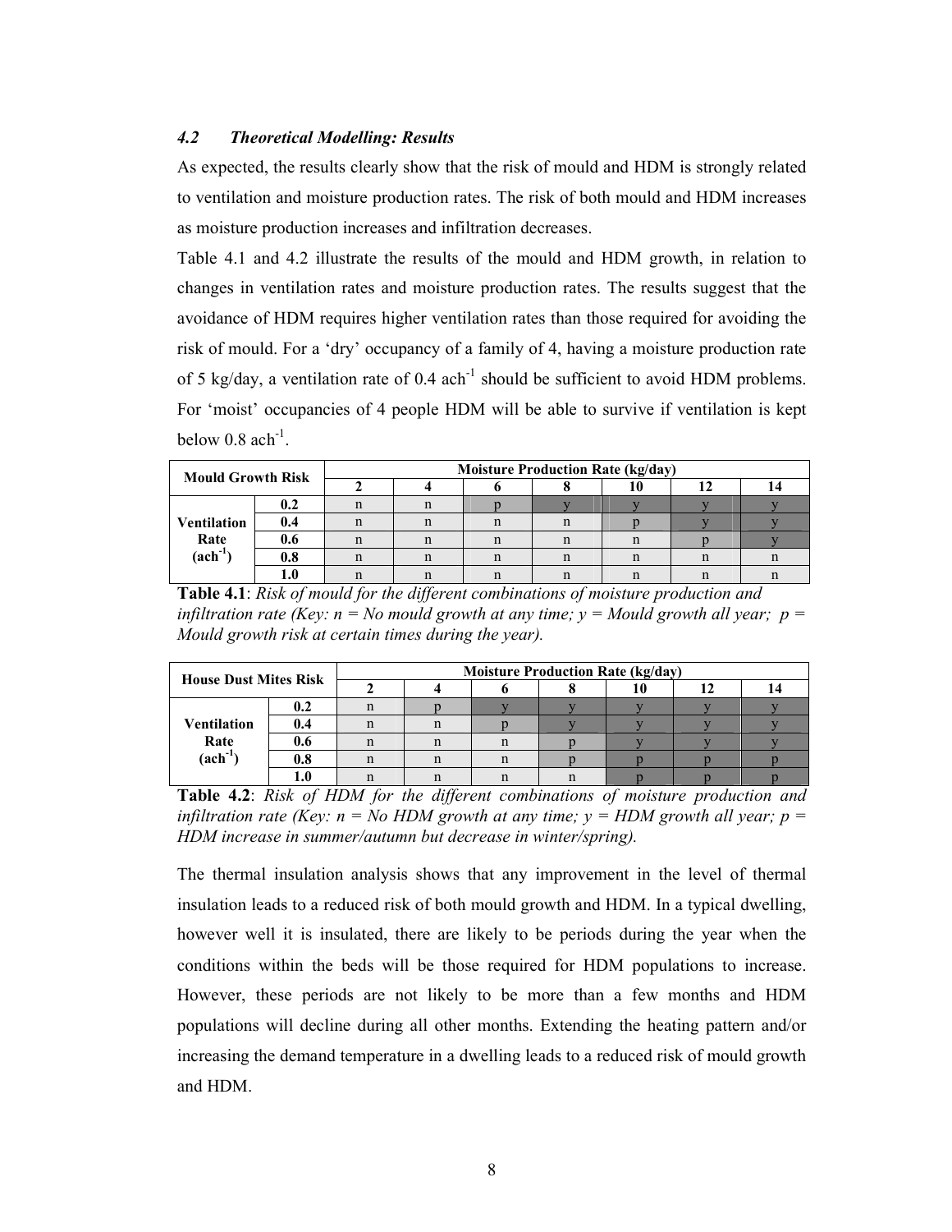### 4.2 *Theoretical Modelling: Results*

As expected, the results clearly show that the risk of mould and HDM is strongly related to ventilation and moisture production rates. The risk of both mould and HDM increases as moisture production increases and infiltration decreases.

Table 4.1 and 4.2 illustrate the results of the mould and HDM growth, in relation to changes in ventilation rates and moisture production rates. The results suggest that the avoidance of HDM requires higher ventilation rates than those required for avoiding the risk of mould. For a 'dry' occupancy of a family of 4, having a moisture production rate of 5 kg/day, a ventilation rate of 0.4 $ach^{-1}$ should be sufficient to avoid HDM problems. For 'moist' occupancies of 4 people HDM will be able to survive if ventilation is kept below 0.8 $ach^{-1}$.

| **Mould Growth Risk** | | **Moisture Production Rate (kg/day)** | | | | | | |
|---|---|---|---|---|---|---|---|---|
| | | **2** | **4** | **6** | **8** | **10** | **12** | **14** |
| **Ventilation Rate ($ach^{-1}$)** | **0.2** | n | n | p | y | y | y | y |
| | **0.4** | n | n | n | n | p | y | y |
| | **0.6** | n | n | n | n | n | p | y |
| | **0.8** | n | n | n | n | n | n | n |
| | **1.0** | n | n | n | n | n | n | n |

**Table 4.1**: *Risk of mould for the different combinations of moisture production and infiltration rate (Key: n = No mould growth at any time; y = Mould growth all year; p = Mould growth risk at certain times during the year).*

| **House Dust Mites Risk** | | **Moisture Production Rate (kg/day)** | | | | | | |
|---|---|---|---|---|---|---|---|---|
| | | **2** | **4** | **6** | **8** | **10** | **12** | **14** |
| **Ventilation Rate ($ach^{-1}$)** | **0.2** | n | p | y | y | y | y | y |
| | **0.4** | n | n | p | y | y | y | y |
| | **0.6** | n | n | n | p | y | y | y |
| | **0.8** | n | n | n | p | p | p | p |
| | **1.0** | n | n | n | n | p | p | p |

**Table 4.2**: *Risk of HDM for the different combinations of moisture production and infiltration rate (Key: n = No HDM growth at any time; y = HDM growth all year; p = HDM increase in summer/autumn but decrease in winter/spring).*

The thermal insulation analysis shows that any improvement in the level of thermal insulation leads to a reduced risk of both mould growth and HDM. In a typical dwelling, however well it is insulated, there are likely to be periods during the year when the conditions within the beds will be those required for HDM populations to increase. However, these periods are not likely to be more than a few months and HDM populations will decline during all other months. Extending the heating pattern and/or increasing the demand temperature in a dwelling leads to a reduced risk of mould growth and HDM.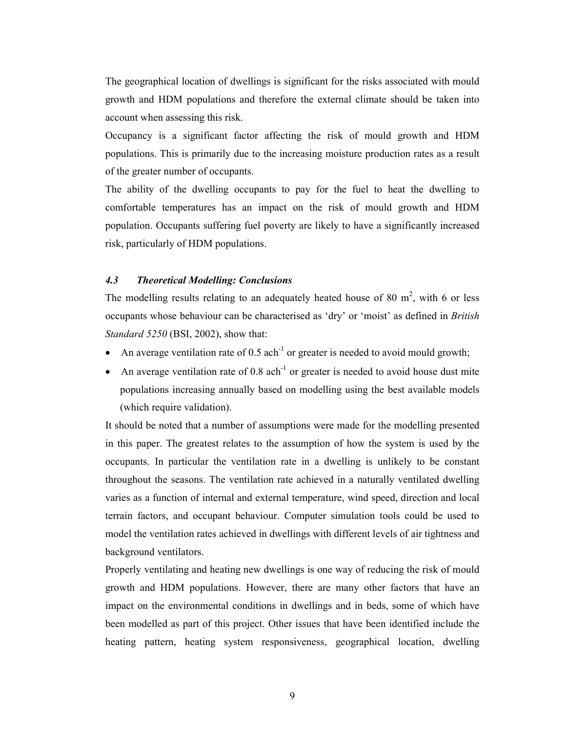The geographical location of dwellings is significant for the risks associated with mould growth and HDM populations and therefore the external climate should be taken into account when assessing this risk.

Occupancy is a significant factor affecting the risk of mould growth and HDM populations. This is primarily due to the increasing moisture production rates as a result of the greater number of occupants.

The ability of the dwelling occupants to pay for the fuel to heat the dwelling to comfortable temperatures has an impact on the risk of mould growth and HDM population. Occupants suffering fuel poverty are likely to have a significantly increased risk, particularly of HDM populations.

### *4.3 Theoretical Modelling: Conclusions*

The modelling results relating to an adequately heated house of 80 m$^2$, with 6 or less occupants whose behaviour can be characterised as 'dry' or 'moist' as defined in *British Standard 5250* (BSI, 2002), show that:

- An average ventilation rate of 0.5 ach$^{-1}$ or greater is needed to avoid mould growth;
- An average ventilation rate of 0.8 ach$^{-1}$ or greater is needed to avoid house dust mite populations increasing annually based on modelling using the best available models (which require validation).

It should be noted that a number of assumptions were made for the modelling presented in this paper. The greatest relates to the assumption of how the system is used by the occupants. In particular the ventilation rate in a dwelling is unlikely to be constant throughout the seasons. The ventilation rate achieved in a naturally ventilated dwelling varies as a function of internal and external temperature, wind speed, direction and local terrain factors, and occupant behaviour. Computer simulation tools could be used to model the ventilation rates achieved in dwellings with different levels of air tightness and background ventilators.

Properly ventilating and heating new dwellings is one way of reducing the risk of mould growth and HDM populations. However, there are many other factors that have an impact on the environmental conditions in dwellings and in beds, some of which have been modelled as part of this project. Other issues that have been identified include the heating pattern, heating system responsiveness, geographical location, dwelling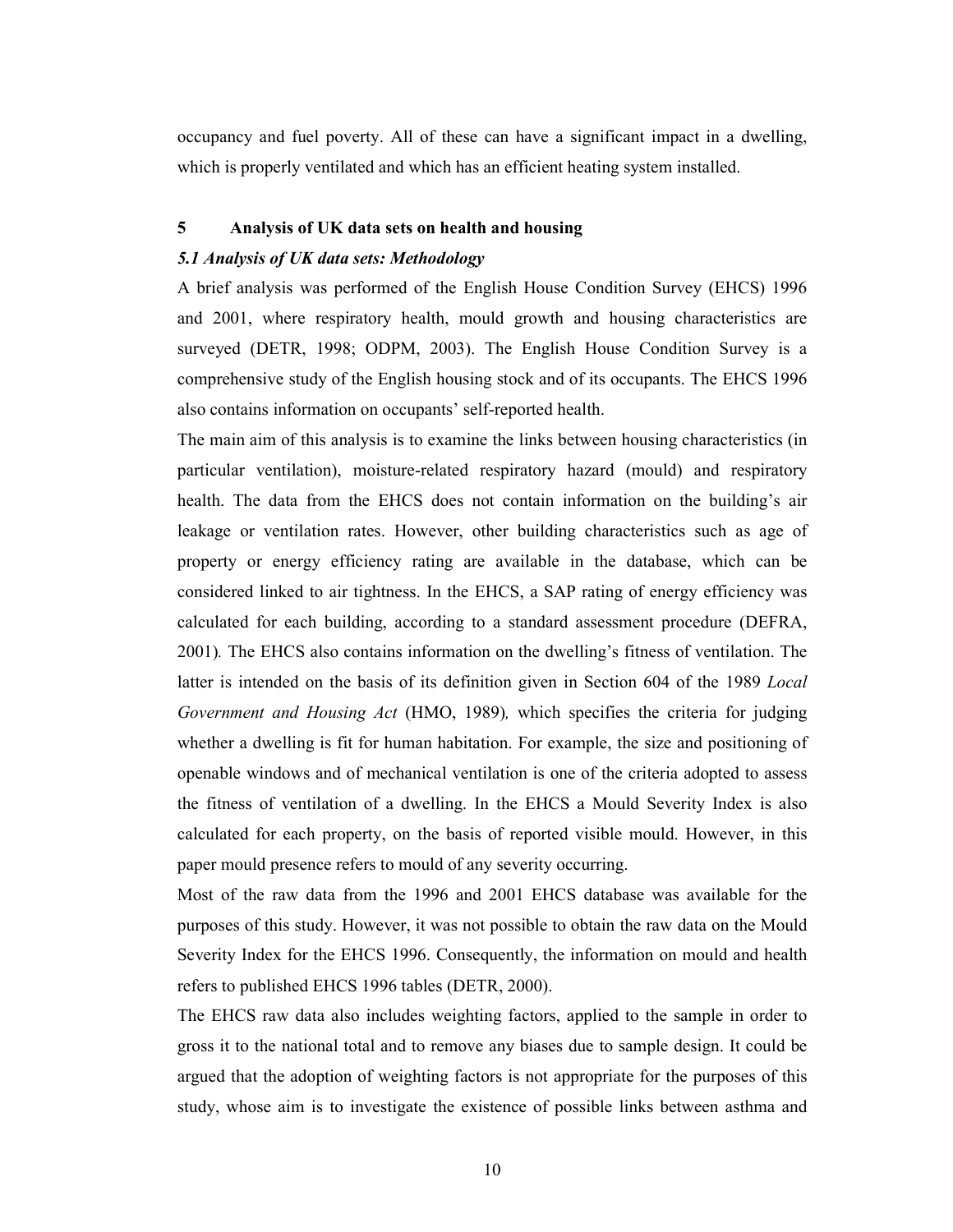occupancy and fuel poverty. All of these can have a significant impact in a dwelling, which is properly ventilated and which has an efficient heating system installed.

## 5 Analysis of UK data sets on health and housing

### *5.1 Analysis of UK data sets: Methodology*

A brief analysis was performed of the English House Condition Survey (EHCS) 1996 and 2001, where respiratory health, mould growth and housing characteristics are surveyed (DETR, 1998; ODPM, 2003). The English House Condition Survey is a comprehensive study of the English housing stock and of its occupants. The EHCS 1996 also contains information on occupants' self-reported health.

The main aim of this analysis is to examine the links between housing characteristics (in particular ventilation), moisture-related respiratory hazard (mould) and respiratory health. The data from the EHCS does not contain information on the building's air leakage or ventilation rates. However, other building characteristics such as age of property or energy efficiency rating are available in the database, which can be considered linked to air tightness. In the EHCS, a SAP rating of energy efficiency was calculated for each building, according to a standard assessment procedure (DEFRA, 2001). The EHCS also contains information on the dwelling's fitness of ventilation. The latter is intended on the basis of its definition given in Section 604 of the 1989 *Local Government and Housing Act* (HMO, 1989), which specifies the criteria for judging whether a dwelling is fit for human habitation. For example, the size and positioning of openable windows and of mechanical ventilation is one of the criteria adopted to assess the fitness of ventilation of a dwelling. In the EHCS a Mould Severity Index is also calculated for each property, on the basis of reported visible mould. However, in this paper mould presence refers to mould of any severity occurring.

Most of the raw data from the 1996 and 2001 EHCS database was available for the purposes of this study. However, it was not possible to obtain the raw data on the Mould Severity Index for the EHCS 1996. Consequently, the information on mould and health refers to published EHCS 1996 tables (DETR, 2000).

The EHCS raw data also includes weighting factors, applied to the sample in order to gross it to the national total and to remove any biases due to sample design. It could be argued that the adoption of weighting factors is not appropriate for the purposes of this study, whose aim is to investigate the existence of possible links between asthma and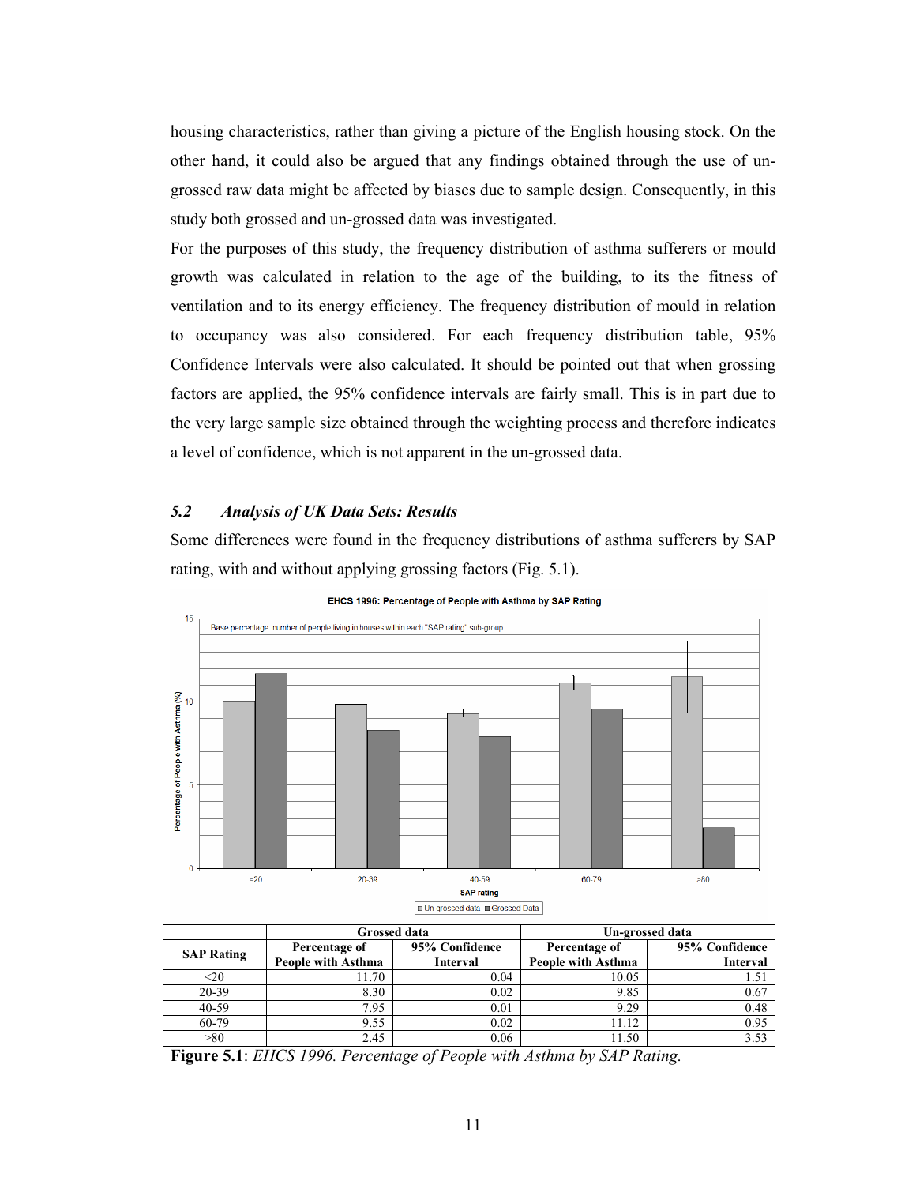housing characteristics, rather than giving a picture of the English housing stock. On the other hand, it could also be argued that any findings obtained through the use of un-grossed raw data might be affected by biases due to sample design. Consequently, in this study both grossed and un-grossed data was investigated.

For the purposes of this study, the frequency distribution of asthma sufferers or mould growth was calculated in relation to the age of the building, to its the fitness of ventilation and to its energy efficiency. The frequency distribution of mould in relation to occupancy was also considered. For each frequency distribution table, 95% Confidence Intervals were also calculated. It should be pointed out that when grossing factors are applied, the 95% confidence intervals are fairly small. This is in part due to the very large sample size obtained through the weighting process and therefore indicates a level of confidence, which is not apparent in the un-grossed data.

### *5.2 Analysis of UK Data Sets: Results*

Some differences were found in the frequency distributions of asthma sufferers by SAP rating, with and without applying grossing factors (Fig. 5.1).

EHCS 1996: Percentage of People with Asthma by SAP Rating

Base percentage: number of people living in houses within each "SAP rating" sub-group

| SAP Rating | Grossed data | | Un-grossed data | |
|---|---|---|---|---|
| | Percentage of People with Asthma | 95% Confidence Interval | Percentage of People with Asthma | 95% Confidence Interval |
| <20 | 11.70 | 0.04 | 10.05 | 1.51 |
| 20-39 | 8.30 | 0.02 | 9.85 | 0.67 |
| 40-59 | 7.95 | 0.01 | 9.29 | 0.48 |
| 60-79 | 9.55 | 0.02 | 11.12 | 0.95 |
| >80 | 2.45 | 0.06 | 11.50 | 3.53 |

**Figure 5.1**: *EHCS 1996. Percentage of People with Asthma by SAP Rating.*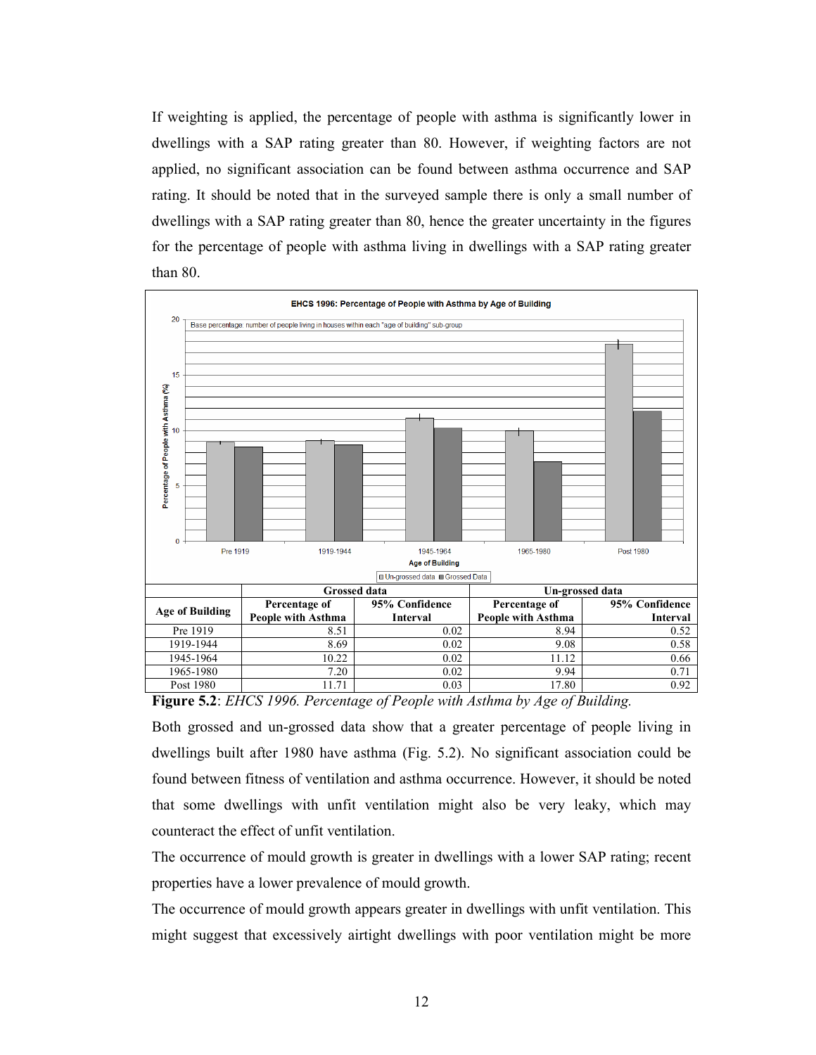If weighting is applied, the percentage of people with asthma is significantly lower in dwellings with a SAP rating greater than 80. However, if weighting factors are not applied, no significant association can be found between asthma occurrence and SAP rating. It should be noted that in the surveyed sample there is only a small number of dwellings with a SAP rating greater than 80, hence the greater uncertainty in the figures for the percentage of people with asthma living in dwellings with a SAP rating greater than 80.

| Age of Building | Grossed data | | Un-grossed data | |
|---|---|---|---|---|
| | Percentage of People with Asthma | 95% Confidence Interval | Percentage of People with Asthma | 95% Confidence Interval |
| Pre 1919 | 8.51 | 0.02 | 8.94 | 0.52 |
| 1919-1944 | 8.69 | 0.02 | 9.08 | 0.58 |
| 1945-1964 | 10.22 | 0.02 | 11.12 | 0.66 |
| 1965-1980 | 7.20 | 0.02 | 9.94 | 0.71 |
| Post 1980 | 11.71 | 0.03 | 17.80 | 0.92 |

**Figure 5.2**: *EHCS 1996. Percentage of People with Asthma by Age of Building.*

Both grossed and un-grossed data show that a greater percentage of people living in dwellings built after 1980 have asthma (Fig. 5.2). No significant association could be found between fitness of ventilation and asthma occurrence. However, it should be noted that some dwellings with unfit ventilation might also be very leaky, which may counteract the effect of unfit ventilation.

The occurrence of mould growth is greater in dwellings with a lower SAP rating; recent properties have a lower prevalence of mould growth.

The occurrence of mould growth appears greater in dwellings with unfit ventilation. This might suggest that excessively airtight dwellings with poor ventilation might be more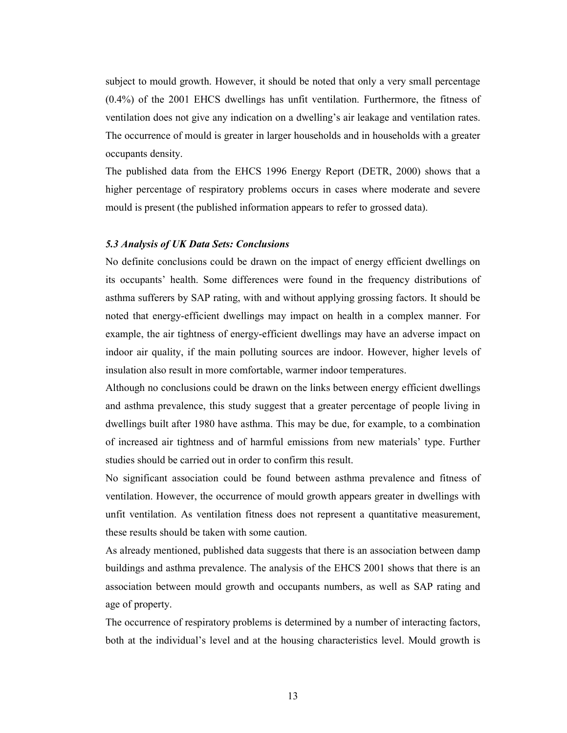subject to mould growth. However, it should be noted that only a very small percentage (0.4%) of the 2001 EHCS dwellings has unfit ventilation. Furthermore, the fitness of ventilation does not give any indication on a dwelling's air leakage and ventilation rates. The occurrence of mould is greater in larger households and in households with a greater occupants density.

The published data from the EHCS 1996 Energy Report (DETR, 2000) shows that a higher percentage of respiratory problems occurs in cases where moderate and severe mould is present (the published information appears to refer to grossed data).

### *5.3 Analysis of UK Data Sets: Conclusions*

No definite conclusions could be drawn on the impact of energy efficient dwellings on its occupants' health. Some differences were found in the frequency distributions of asthma sufferers by SAP rating, with and without applying grossing factors. It should be noted that energy-efficient dwellings may impact on health in a complex manner. For example, the air tightness of energy-efficient dwellings may have an adverse impact on indoor air quality, if the main polluting sources are indoor. However, higher levels of insulation also result in more comfortable, warmer indoor temperatures.

Although no conclusions could be drawn on the links between energy efficient dwellings and asthma prevalence, this study suggest that a greater percentage of people living in dwellings built after 1980 have asthma. This may be due, for example, to a combination of increased air tightness and of harmful emissions from new materials' type. Further studies should be carried out in order to confirm this result.

No significant association could be found between asthma prevalence and fitness of ventilation. However, the occurrence of mould growth appears greater in dwellings with unfit ventilation. As ventilation fitness does not represent a quantitative measurement, these results should be taken with some caution.

As already mentioned, published data suggests that there is an association between damp buildings and asthma prevalence. The analysis of the EHCS 2001 shows that there is an association between mould growth and occupants numbers, as well as SAP rating and age of property.

The occurrence of respiratory problems is determined by a number of interacting factors, both at the individual's level and at the housing characteristics level. Mould growth is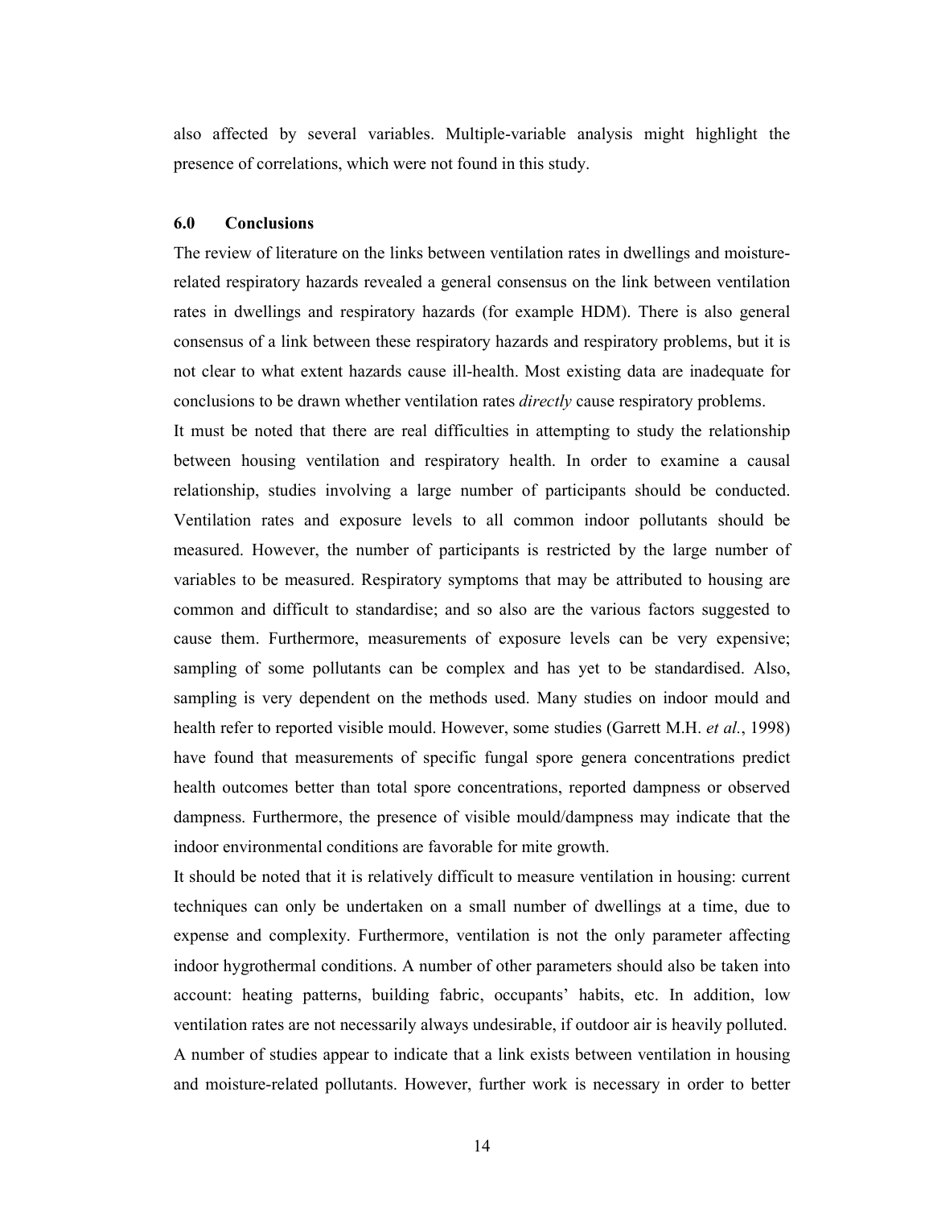also affected by several variables. Multiple-variable analysis might highlight the presence of correlations, which were not found in this study.

## 6.0 Conclusions

The review of literature on the links between ventilation rates in dwellings and moisture-related respiratory hazards revealed a general consensus on the link between ventilation rates in dwellings and respiratory hazards (for example HDM). There is also general consensus of a link between these respiratory hazards and respiratory problems, but it is not clear to what extent hazards cause ill-health. Most existing data are inadequate for conclusions to be drawn whether ventilation rates *directly* cause respiratory problems.

It must be noted that there are real difficulties in attempting to study the relationship between housing ventilation and respiratory health. In order to examine a causal relationship, studies involving a large number of participants should be conducted. Ventilation rates and exposure levels to all common indoor pollutants should be measured. However, the number of participants is restricted by the large number of variables to be measured. Respiratory symptoms that may be attributed to housing are common and difficult to standardise; and so also are the various factors suggested to cause them. Furthermore, measurements of exposure levels can be very expensive; sampling of some pollutants can be complex and has yet to be standardised. Also, sampling is very dependent on the methods used. Many studies on indoor mould and health refer to reported visible mould. However, some studies (Garrett M.H. *et al.*, 1998) have found that measurements of specific fungal spore genera concentrations predict health outcomes better than total spore concentrations, reported dampness or observed dampness. Furthermore, the presence of visible mould/dampness may indicate that the indoor environmental conditions are favorable for mite growth.

It should be noted that it is relatively difficult to measure ventilation in housing: current techniques can only be undertaken on a small number of dwellings at a time, due to expense and complexity. Furthermore, ventilation is not the only parameter affecting indoor hygrothermal conditions. A number of other parameters should also be taken into account: heating patterns, building fabric, occupants' habits, etc. In addition, low ventilation rates are not necessarily always undesirable, if outdoor air is heavily polluted.

A number of studies appear to indicate that a link exists between ventilation in housing and moisture-related pollutants. However, further work is necessary in order to better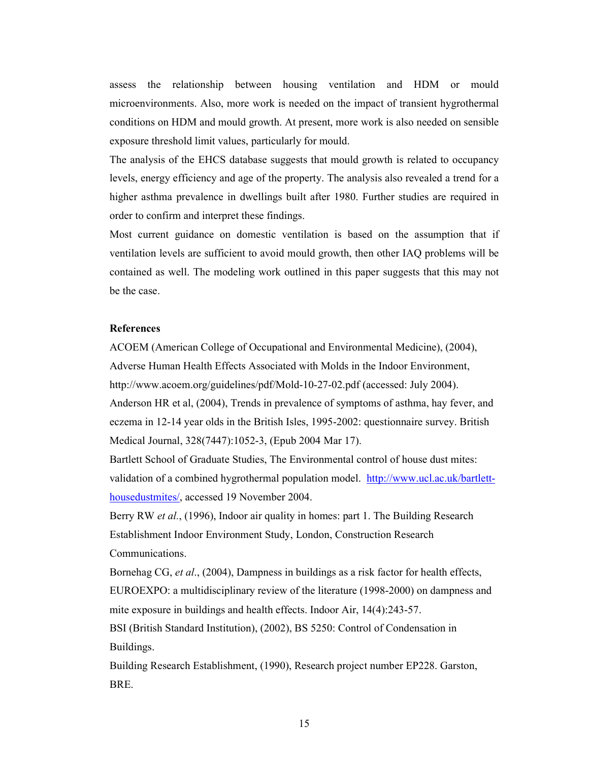assess the relationship between housing ventilation and HDM or mould microenvironments. Also, more work is needed on the impact of transient hygrothermal conditions on HDM and mould growth. At present, more work is also needed on sensible exposure threshold limit values, particularly for mould.

The analysis of the EHCS database suggests that mould growth is related to occupancy levels, energy efficiency and age of the property. The analysis also revealed a trend for a higher asthma prevalence in dwellings built after 1980. Further studies are required in order to confirm and interpret these findings.

Most current guidance on domestic ventilation is based on the assumption that if ventilation levels are sufficient to avoid mould growth, then other IAQ problems will be contained as well. The modeling work outlined in this paper suggests that this may not be the case.

**References**

ACOEM (American College of Occupational and Environmental Medicine), (2004), Adverse Human Health Effects Associated with Molds in the Indoor Environment, http://www.acoem.org/guidelines/pdf/Mold-10-27-02.pdf (accessed: July 2004).

Anderson HR et al, (2004), Trends in prevalence of symptoms of asthma, hay fever, and eczema in 12-14 year olds in the British Isles, 1995-2002: questionnaire survey. British Medical Journal, 328(7447):1052-3, (Epub 2004 Mar 17).

Bartlett School of Graduate Studies, The Environmental control of house dust mites: validation of a combined hygrothermal population model. [http://www.ucl.ac.uk/bartlett-housedustmites/](http://www.ucl.ac.uk/bartlett-housedustmites/), accessed 19 November 2004.

Berry RW *et al.*, (1996), Indoor air quality in homes: part 1. The Building Research Establishment Indoor Environment Study, London, Construction Research Communications.

Bornehag CG, *et al*., (2004), Dampness in buildings as a risk factor for health effects, EUROEXPO: a multidisciplinary review of the literature (1998-2000) on dampness and mite exposure in buildings and health effects. Indoor Air, 14(4):243-57.

BSI (British Standard Institution), (2002), BS 5250: Control of Condensation in Buildings.

Building Research Establishment, (1990), Research project number EP228. Garston, BRE.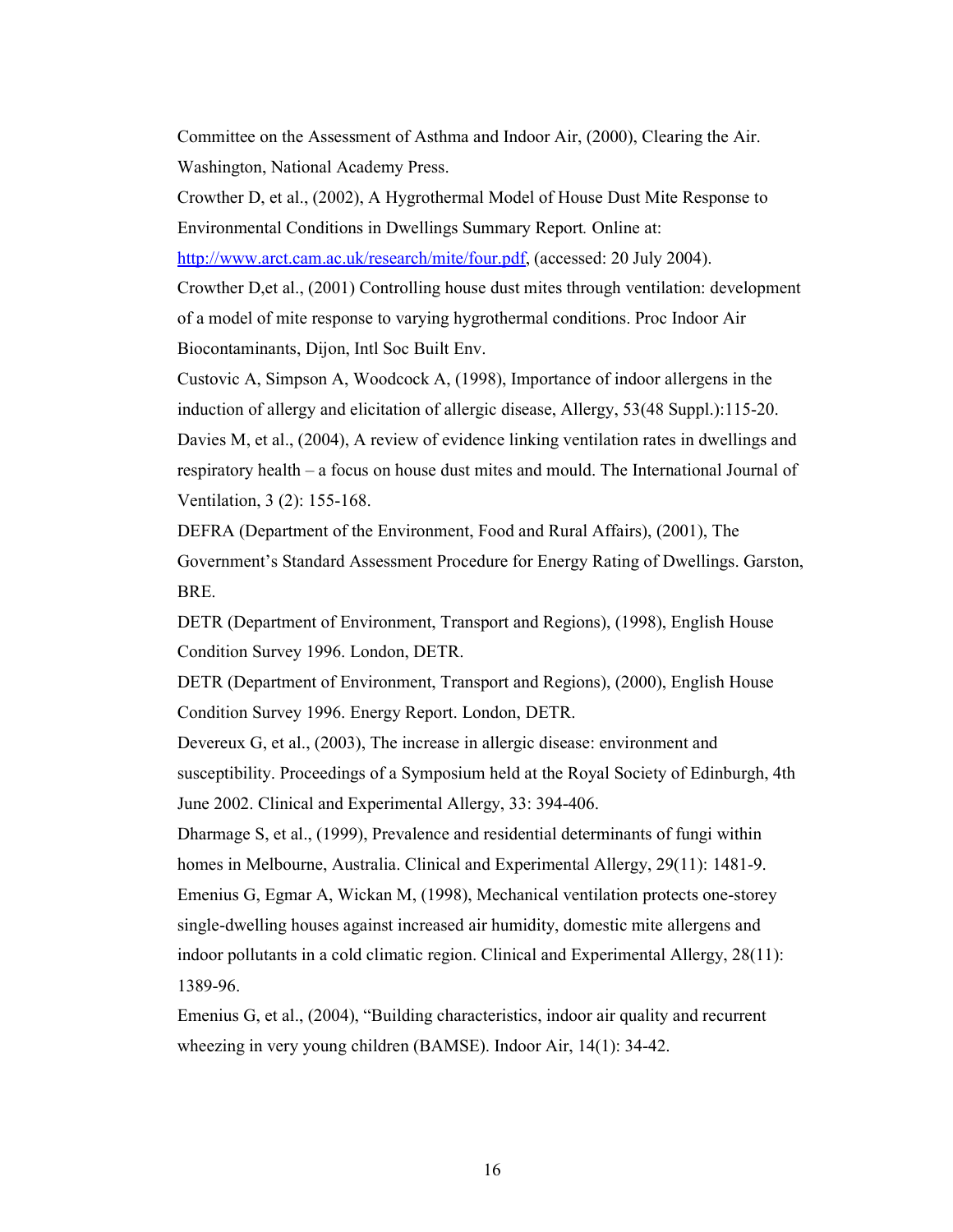Committee on the Assessment of Asthma and Indoor Air, (2000), Clearing the Air. Washington, National Academy Press.

Crowther D, et al., (2002), A Hygrothermal Model of House Dust Mite Response to Environmental Conditions in Dwellings Summary Report. Online at: http://www.arct.cam.ac.uk/research/mite/four.pdf, (accessed: 20 July 2004).

Crowther D,et al., (2001) Controlling house dust mites through ventilation: development of a model of mite response to varying hygrothermal conditions. Proc Indoor Air Biocontaminants, Dijon, Intl Soc Built Env.

Custovic A, Simpson A, Woodcock A, (1998), Importance of indoor allergens in the induction of allergy and elicitation of allergic disease, Allergy, 53(48 Suppl.):115-20.

Davies M, et al., (2004), A review of evidence linking ventilation rates in dwellings and respiratory health – a focus on house dust mites and mould. The International Journal of Ventilation, 3 (2): 155-168.

DEFRA (Department of the Environment, Food and Rural Affairs), (2001), The Government's Standard Assessment Procedure for Energy Rating of Dwellings. Garston, BRE.

DETR (Department of Environment, Transport and Regions), (1998), English House Condition Survey 1996. London, DETR.

DETR (Department of Environment, Transport and Regions), (2000), English House Condition Survey 1996. Energy Report. London, DETR.

Devereux G, et al., (2003), The increase in allergic disease: environment and susceptibility. Proceedings of a Symposium held at the Royal Society of Edinburgh, 4th June 2002. Clinical and Experimental Allergy, 33: 394-406.

Dharmage S, et al., (1999), Prevalence and residential determinants of fungi within homes in Melbourne, Australia. Clinical and Experimental Allergy, 29(11): 1481-9.

Emenius G, Egmar A, Wickan M, (1998), Mechanical ventilation protects one-storey single-dwelling houses against increased air humidity, domestic mite allergens and indoor pollutants in a cold climatic region. Clinical and Experimental Allergy, 28(11): 1389-96.

Emenius G, et al., (2004), "Building characteristics, indoor air quality and recurrent wheezing in very young children (BAMSE). Indoor Air, 14(1): 34-42.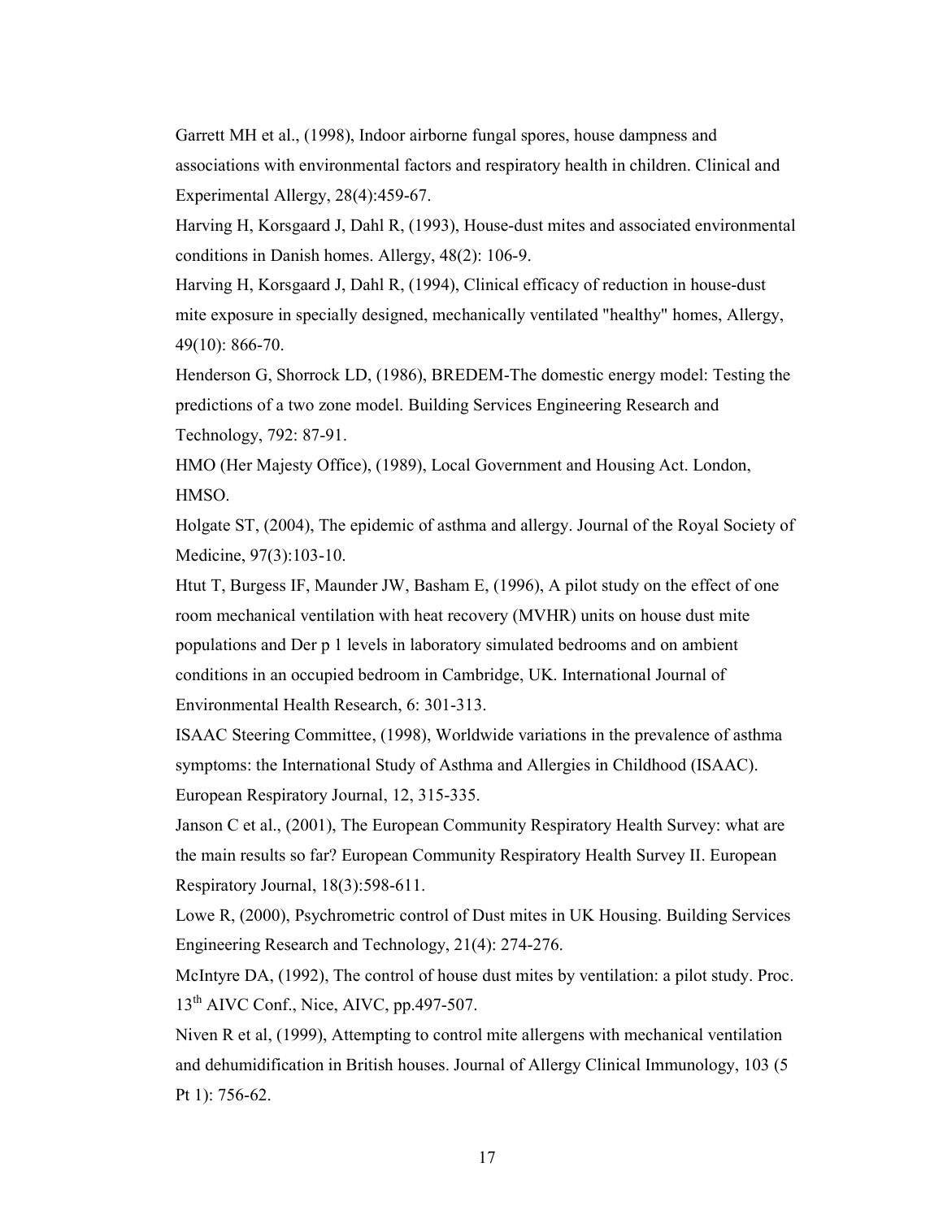Garrett MH et al., (1998), Indoor airborne fungal spores, house dampness and associations with environmental factors and respiratory health in children. Clinical and Experimental Allergy, 28(4):459-67.

Harving H, Korsgaard J, Dahl R, (1993), House-dust mites and associated environmental conditions in Danish homes. Allergy, 48(2): 106-9.

Harving H, Korsgaard J, Dahl R, (1994), Clinical efficacy of reduction in house-dust mite exposure in specially designed, mechanically ventilated "healthy" homes, Allergy, 49(10): 866-70.

Henderson G, Shorrock LD, (1986), BREDEM-The domestic energy model: Testing the predictions of a two zone model. Building Services Engineering Research and Technology, 792: 87-91.

HMO (Her Majesty Office), (1989), Local Government and Housing Act. London, HMSO.

Holgate ST, (2004), The epidemic of asthma and allergy. Journal of the Royal Society of Medicine, 97(3):103-10.

Htut T, Burgess IF, Maunder JW, Basham E, (1996), A pilot study on the effect of one room mechanical ventilation with heat recovery (MVHR) units on house dust mite populations and Der p 1 levels in laboratory simulated bedrooms and on ambient conditions in an occupied bedroom in Cambridge, UK. International Journal of Environmental Health Research, 6: 301-313.

ISAAC Steering Committee, (1998), Worldwide variations in the prevalence of asthma symptoms: the International Study of Asthma and Allergies in Childhood (ISAAC). European Respiratory Journal, 12, 315-335.

Janson C et al., (2001), The European Community Respiratory Health Survey: what are the main results so far? European Community Respiratory Health Survey II. European Respiratory Journal, 18(3):598-611.

Lowe R, (2000), Psychrometric control of Dust mites in UK Housing. Building Services Engineering Research and Technology, 21(4): 274-276.

McIntyre DA, (1992), The control of house dust mites by ventilation: a pilot study. Proc. 13th AIVC Conf., Nice, AIVC, pp.497-507.

Niven R et al, (1999), Attempting to control mite allergens with mechanical ventilation and dehumidification in British houses. Journal of Allergy Clinical Immunology, 103 (5 Pt 1): 756-62.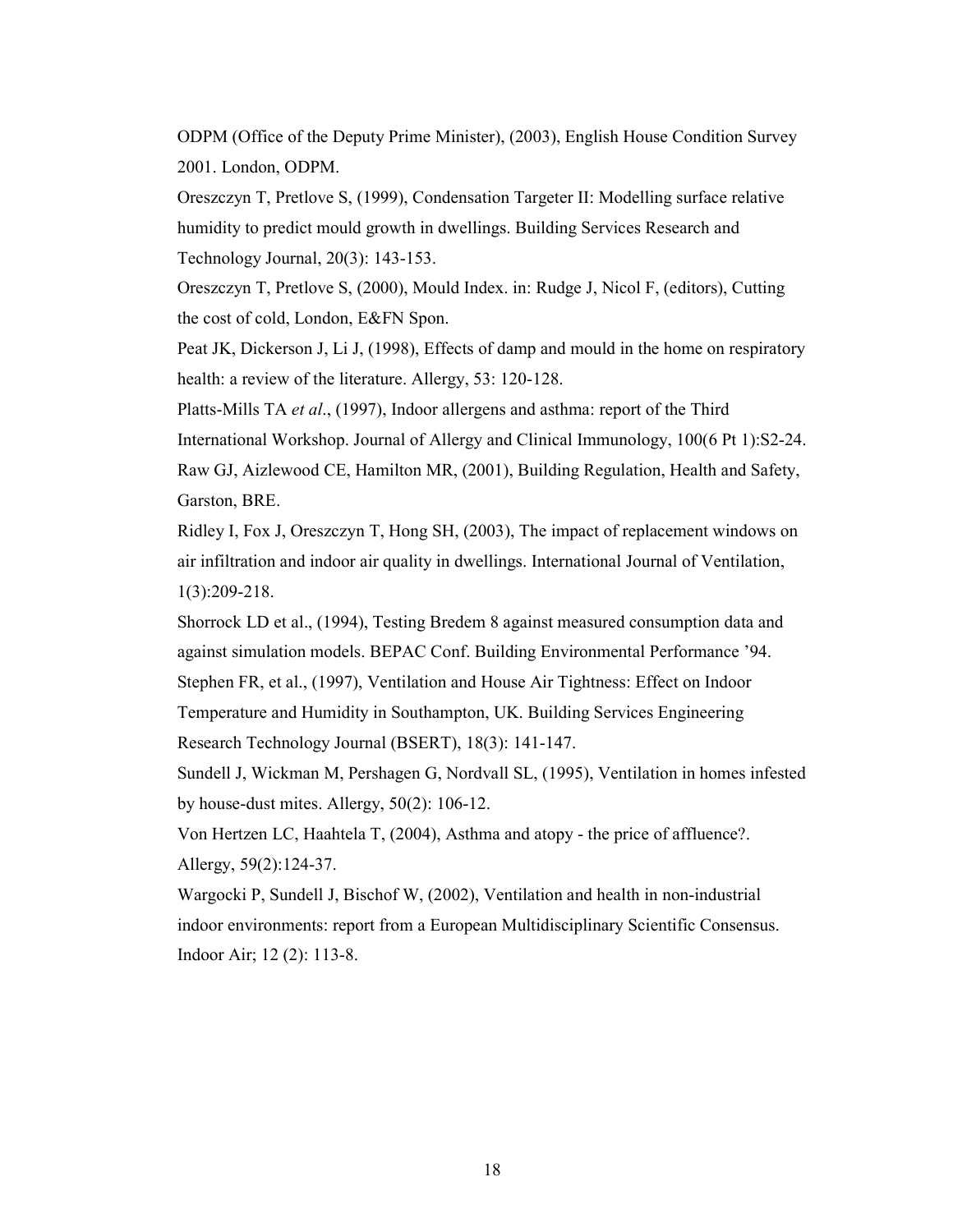ODPM (Office of the Deputy Prime Minister), (2003), English House Condition Survey 2001. London, ODPM.

Oreszczyn T, Pretlove S, (1999), Condensation Targeter II: Modelling surface relative humidity to predict mould growth in dwellings. Building Services Research and Technology Journal, 20(3): 143-153.

Oreszczyn T, Pretlove S, (2000), Mould Index. in: Rudge J, Nicol F, (editors), Cutting the cost of cold, London, E&FN Spon.

Peat JK, Dickerson J, Li J, (1998), Effects of damp and mould in the home on respiratory health: a review of the literature. Allergy, 53: 120-128.

Platts-Mills TA *et al*., (1997), Indoor allergens and asthma: report of the Third International Workshop. Journal of Allergy and Clinical Immunology, 100(6 Pt 1):S2-24.

Raw GJ, Aizlewood CE, Hamilton MR, (2001), Building Regulation, Health and Safety, Garston, BRE.

Ridley I, Fox J, Oreszczyn T, Hong SH, (2003), The impact of replacement windows on air infiltration and indoor air quality in dwellings. International Journal of Ventilation, 1(3):209-218.

Shorrock LD et al., (1994), Testing Bredem 8 against measured consumption data and against simulation models. BEPAC Conf. Building Environmental Performance '94.

Stephen FR, et al., (1997), Ventilation and House Air Tightness: Effect on Indoor Temperature and Humidity in Southampton, UK. Building Services Engineering Research Technology Journal (BSERT), 18(3): 141-147.

Sundell J, Wickman M, Pershagen G, Nordvall SL, (1995), Ventilation in homes infested by house-dust mites. Allergy, 50(2): 106-12.

Von Hertzen LC, Haahtela T, (2004), Asthma and atopy - the price of affluence?. Allergy, 59(2):124-37.

Wargocki P, Sundell J, Bischof W, (2002), Ventilation and health in non-industrial indoor environments: report from a European Multidisciplinary Scientific Consensus. Indoor Air; 12 (2): 113-8.